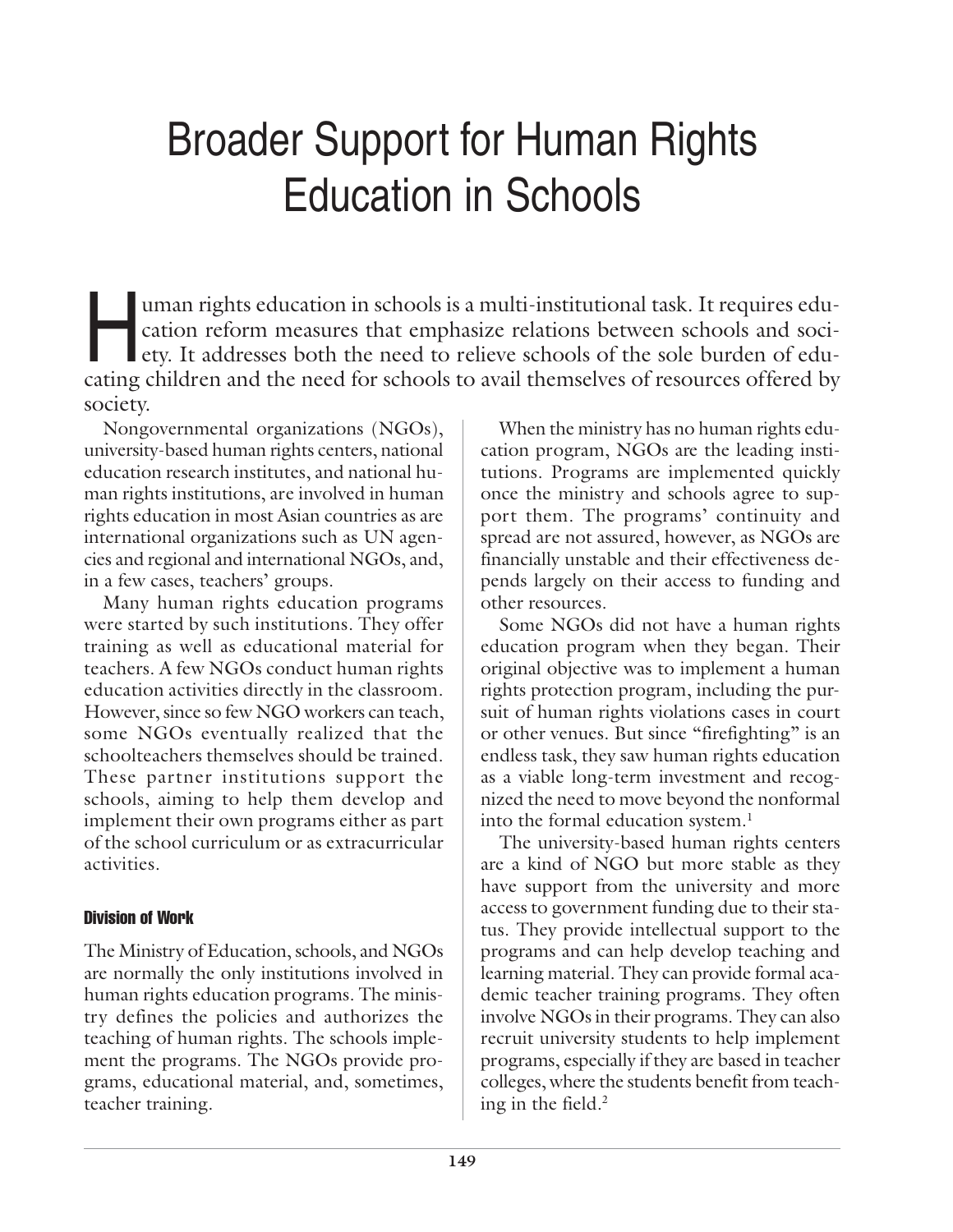# Broader Support for Human Rights Education in Schools

Human rights education in schools is a multi-institutional task. It requires education reform measures that emphasize relations between schools and society. It addresses both the need to relieve schools of the sole burden of educating children and the need for schools to avail themselves of resources offered by society.

Nongovernmental organizations (NGOs), university-based human rights centers, national education research institutes, and national human rights institutions, are involved in human rights education in most Asian countries as are international organizations such as UN agencies and regional and international NGOs, and, in a few cases, teachers' groups.

Many human rights education programs were started by such institutions. They offer training as well as educational material for teachers. A few NGOs conduct human rights education activities directly in the classroom. However, since so few NGO workers can teach, some NGOs eventually realized that the schoolteachers themselves should be trained. These partner institutions support the schools, aiming to help them develop and implement their own programs either as part of the school curriculum or as extracurricular activities.

### Division of Work

The Ministry of Education, schools, and NGOs are normally the only institutions involved in human rights education programs. The ministry defines the policies and authorizes the teaching of human rights. The schools implement the programs. The NGOs provide programs, educational material, and, sometimes, teacher training.

When the ministry has no human rights education program, NGOs are the leading institutions. Programs are implemented quickly once the ministry and schools agree to support them. The programs' continuity and spread are not assured, however, as NGOs are financially unstable and their effectiveness depends largely on their access to funding and other resources.

Some NGOs did not have a human rights education program when they began. Their original objective was to implement a human rights protection program, including the pursuit of human rights violations cases in court or other venues. But since "firefighting" is an endless task, they saw human rights education as a viable long-term investment and recognized the need to move beyond the nonformal into the formal education system.[1]

The university-based human rights centers are a kind of NGO but more stable as they have support from the university and more access to government funding due to their status. They provide intellectual support to the programs and can help develop teaching and learning material. They can provide formal academic teacher training programs. They often involve NGOs in their programs. They can also recruit university students to help implement programs, especially if they are based in teacher colleges, where the students benefit from teaching in the field.[2]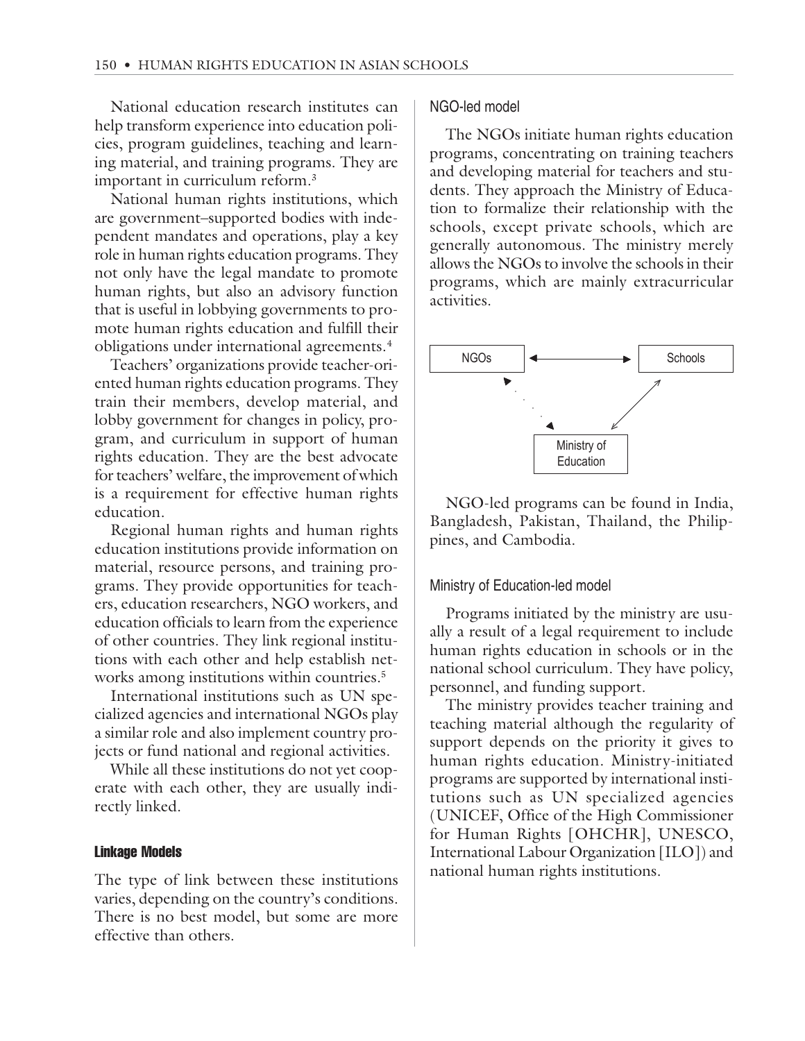National education research institutes can help transform experience into education policies, program guidelines, teaching and learning material, and training programs. They are important in curriculum reform.[3]

National human rights institutions, which are government–supported bodies with independent mandates and operations, play a key role in human rights education programs. They not only have the legal mandate to promote human rights, but also an advisory function that is useful in lobbying governments to promote human rights education and fulfill their obligations under international agreements.[4]

Teachers' organizations provide teacher-oriented human rights education programs. They train their members, develop material, and lobby government for changes in policy, program, and curriculum in support of human rights education. They are the best advocate for teachers' welfare, the improvement of which is a requirement for effective human rights education.

Regional human rights and human rights education institutions provide information on material, resource persons, and training programs. They provide opportunities for teachers, education researchers, NGO workers, and education officials to learn from the experience of other countries. They link regional institutions with each other and help establish networks among institutions within countries.[5]

International institutions such as UN specialized agencies and international NGOs play a similar role and also implement country projects or fund national and regional activities.

While all these institutions do not yet cooperate with each other, they are usually indirectly linked.

### Linkage Models

The type of link between these institutions varies, depending on the country's conditions. There is no best model, but some are more effective than others.

#### NGO-led model

The NGOs initiate human rights education programs, concentrating on training teachers and developing material for teachers and students. They approach the Ministry of Education to formalize their relationship with the schools, except private schools, which are generally autonomous. The ministry merely allows the NGOs to involve the schools in their programs, which are mainly extracurricular activities.

NGOs ↔ Schools

Ministry of Education

NGO-led programs can be found in India, Bangladesh, Pakistan, Thailand, the Philippines, and Cambodia.

#### Ministry of Education-led model

Programs initiated by the ministry are usually a result of a legal requirement to include human rights education in schools or in the national school curriculum. They have policy, personnel, and funding support.

The ministry provides teacher training and teaching material although the regularity of support depends on the priority it gives to human rights education. Ministry-initiated programs are supported by international institutions such as UN specialized agencies (UNICEF, Office of the High Commissioner for Human Rights [OHCHR], UNESCO, International Labour Organization [ILO]) and national human rights institutions.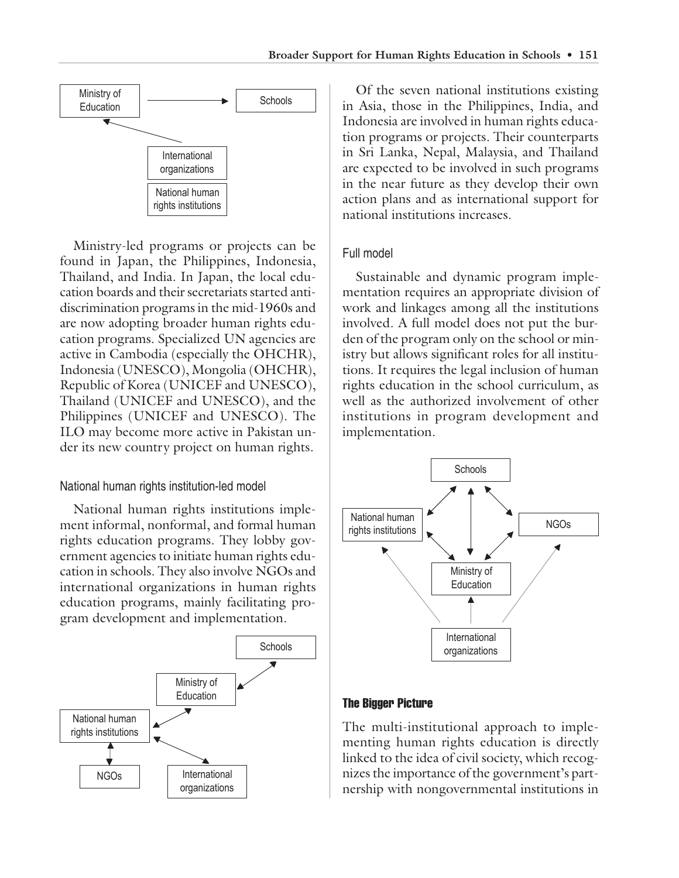Ministry-led programs or projects can be found in Japan, the Philippines, Indonesia, Thailand, and India. In Japan, the local education boards and their secretariats started antidiscrimination programs in the mid-1960s and are now adopting broader human rights education programs. Specialized UN agencies are active in Cambodia (especially the OHCHR), Indonesia (UNESCO), Mongolia (OHCHR), Republic of Korea (UNICEF and UNESCO), Thailand (UNICEF and UNESCO), and the Philippines (UNICEF and UNESCO). The ILO may become more active in Pakistan under its new country project on human rights.

### National human rights institution-led model

National human rights institutions implement informal, nonformal, and formal human rights education programs. They lobby government agencies to initiate human rights education in schools. They also involve NGOs and international organizations in human rights education programs, mainly facilitating program development and implementation.

Of the seven national institutions existing in Asia, those in the Philippines, India, and Indonesia are involved in human rights education programs or projects. Their counterparts in Sri Lanka, Nepal, Malaysia, and Thailand are expected to be involved in such programs in the near future as they develop their own action plans and as international support for national institutions increases.

### Full model

Sustainable and dynamic program implementation requires an appropriate division of work and linkages among all the institutions involved. A full model does not put the burden of the program only on the school or ministry but allows significant roles for all institutions. It requires the legal inclusion of human rights education in the school curriculum, as well as the authorized involvement of other institutions in program development and implementation.

## The Bigger Picture

The multi-institutional approach to implementing human rights education is directly linked to the idea of civil society, which recognizes the importance of the government's partnership with nongovernmental institutions in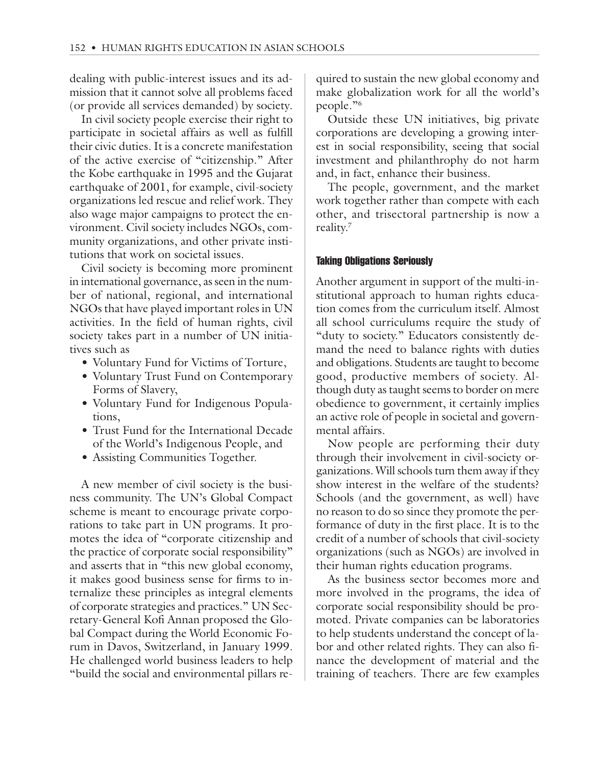dealing with public-interest issues and its admission that it cannot solve all problems faced (or provide all services demanded) by society.

In civil society people exercise their right to participate in societal affairs as well as fulfill their civic duties. It is a concrete manifestation of the active exercise of "citizenship." After the Kobe earthquake in 1995 and the Gujarat earthquake of 2001, for example, civil-society organizations led rescue and relief work. They also wage major campaigns to protect the environment. Civil society includes NGOs, community organizations, and other private institutions that work on societal issues.

Civil society is becoming more prominent in international governance, as seen in the number of national, regional, and international NGOs that have played important roles in UN activities. In the field of human rights, civil society takes part in a number of UN initiatives such as

- Voluntary Fund for Victims of Torture,
- Voluntary Trust Fund on Contemporary Forms of Slavery,
- Voluntary Fund for Indigenous Populations,
- Trust Fund for the International Decade of the World's Indigenous People, and
- Assisting Communities Together.

A new member of civil society is the business community. The UN's Global Compact scheme is meant to encourage private corporations to take part in UN programs. It promotes the idea of "corporate citizenship and the practice of corporate social responsibility" and asserts that in "this new global economy, it makes good business sense for firms to internalize these principles as integral elements of corporate strategies and practices." UN Secretary-General Kofi Annan proposed the Global Compact during the World Economic Forum in Davos, Switzerland, in January 1999. He challenged world business leaders to help "build the social and environmental pillars required to sustain the new global economy and make globalization work for all the world's people."[6]

Outside these UN initiatives, big private corporations are developing a growing interest in social responsibility, seeing that social investment and philanthrophy do not harm and, in fact, enhance their business.

The people, government, and the market work together rather than compete with each other, and trisectoral partnership is now a reality.[7]

### Taking Obligations Seriously

Another argument in support of the multi-institutional approach to human rights education comes from the curriculum itself. Almost all school curriculums require the study of "duty to society." Educators consistently demand the need to balance rights with duties and obligations. Students are taught to become good, productive members of society. Although duty as taught seems to border on mere obedience to government, it certainly implies an active role of people in societal and governmental affairs.

Now people are performing their duty through their involvement in civil-society organizations. Will schools turn them away if they show interest in the welfare of the students? Schools (and the government, as well) have no reason to do so since they promote the performance of duty in the first place. It is to the credit of a number of schools that civil-society organizations (such as NGOs) are involved in their human rights education programs.

As the business sector becomes more and more involved in the programs, the idea of corporate social responsibility should be promoted. Private companies can be laboratories to help students understand the concept of labor and other related rights. They can also finance the development of material and the training of teachers. There are few examples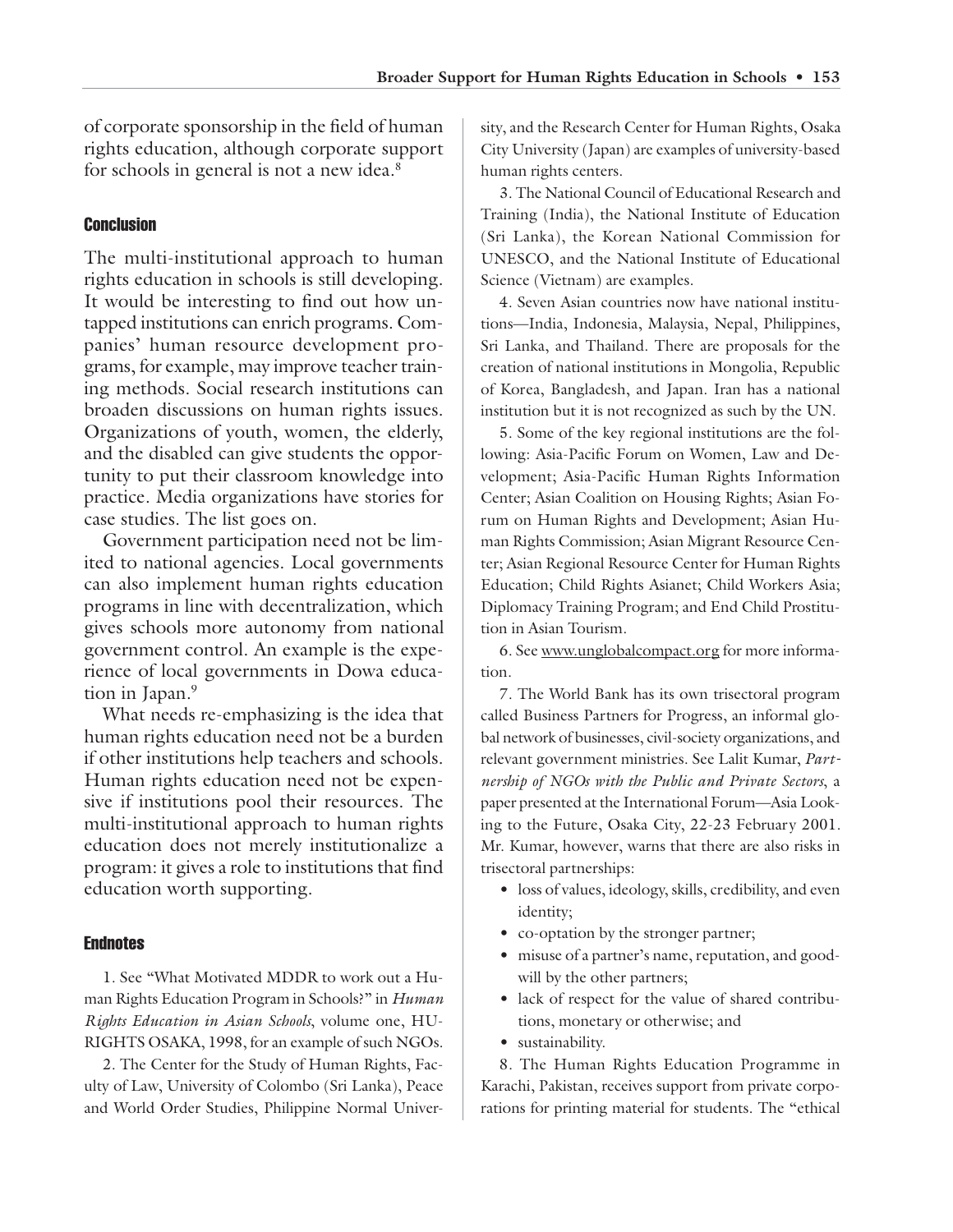of corporate sponsorship in the field of human rights education, although corporate support for schools in general is not a new idea.[8]

## Conclusion

The multi-institutional approach to human rights education in schools is still developing. It would be interesting to find out how untapped institutions can enrich programs. Companies' human resource development programs, for example, may improve teacher training methods. Social research institutions can broaden discussions on human rights issues. Organizations of youth, women, the elderly, and the disabled can give students the opportunity to put their classroom knowledge into practice. Media organizations have stories for case studies. The list goes on.

Government participation need not be limited to national agencies. Local governments can also implement human rights education programs in line with decentralization, which gives schools more autonomy from national government control. An example is the experience of local governments in Dowa education in Japan.[9]

What needs re-emphasizing is the idea that human rights education need not be a burden if other institutions help teachers and schools. Human rights education need not be expensive if institutions pool their resources. The multi-institutional approach to human rights education does not merely institutionalize a program: it gives a role to institutions that find education worth supporting.

## Endnotes

1. See "What Motivated MDDR to work out a Human Rights Education Program in Schools?" in *Human Rights Education in Asian Schools*, volume one, HURIGHTS OSAKA, 1998, for an example of such NGOs.

2. The Center for the Study of Human Rights, Faculty of Law, University of Colombo (Sri Lanka), Peace and World Order Studies, Philippine Normal University, and the Research Center for Human Rights, Osaka City University (Japan) are examples of university-based human rights centers.

3. The National Council of Educational Research and Training (India), the National Institute of Education (Sri Lanka), the Korean National Commission for UNESCO, and the National Institute of Educational Science (Vietnam) are examples.

4. Seven Asian countries now have national institutions—India, Indonesia, Malaysia, Nepal, Philippines, Sri Lanka, and Thailand. There are proposals for the creation of national institutions in Mongolia, Republic of Korea, Bangladesh, and Japan. Iran has a national institution but it is not recognized as such by the UN.

5. Some of the key regional institutions are the following: Asia-Pacific Forum on Women, Law and Development; Asia-Pacific Human Rights Information Center; Asian Coalition on Housing Rights; Asian Forum on Human Rights and Development; Asian Human Rights Commission; Asian Migrant Resource Center; Asian Regional Resource Center for Human Rights Education; Child Rights Asianet; Child Workers Asia; Diplomacy Training Program; and End Child Prostitution in Asian Tourism.

6. See www.unglobalcompact.org for more information.

7. The World Bank has its own trisectoral program called Business Partners for Progress, an informal global network of businesses, civil-society organizations, and relevant government ministries. See Lalit Kumar, *Partnership of NGOs with the Public and Private Sectors*, a paper presented at the International Forum—Asia Looking to the Future, Osaka City, 22-23 February 2001. Mr. Kumar, however, warns that there are also risks in trisectoral partnerships:

- loss of values, ideology, skills, credibility, and even identity;
- co-optation by the stronger partner;
- misuse of a partner's name, reputation, and goodwill by the other partners;
- lack of respect for the value of shared contributions, monetary or otherwise; and
- sustainability.

8. The Human Rights Education Programme in Karachi, Pakistan, receives support from private corporations for printing material for students. The "ethical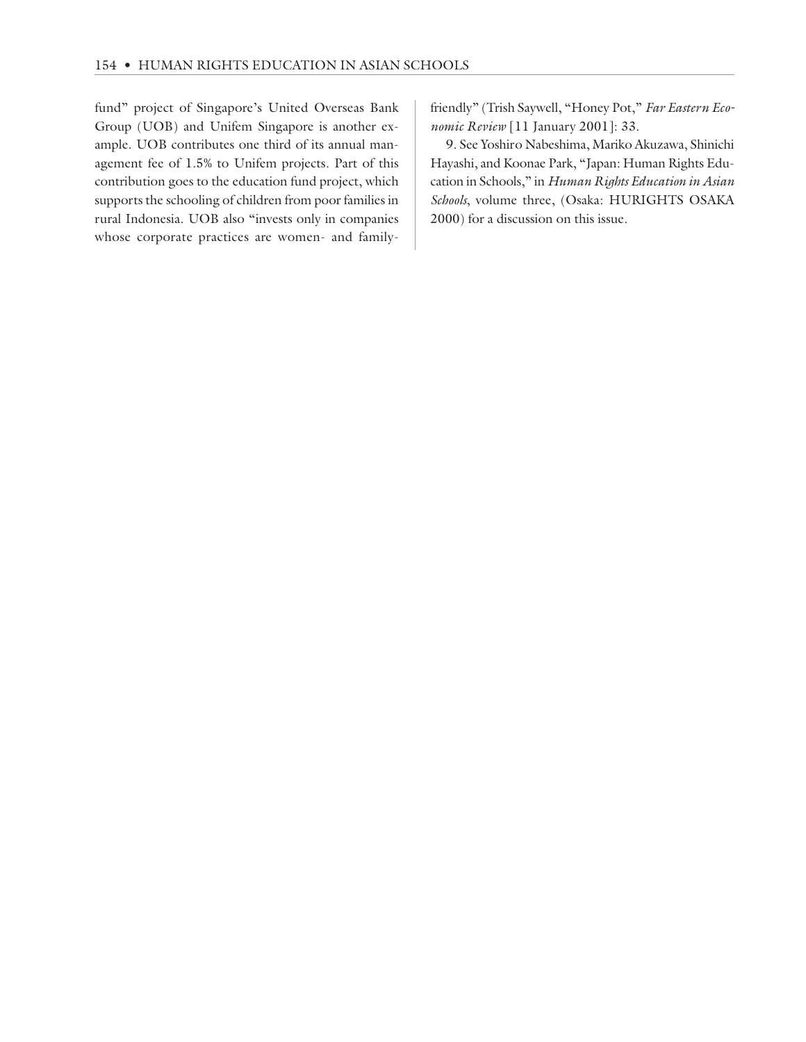fund" project of Singapore's United Overseas Bank Group (UOB) and Unifem Singapore is another example. UOB contributes one third of its annual management fee of 1.5% to Unifem projects. Part of this contribution goes to the education fund project, which supports the schooling of children from poor families in rural Indonesia. UOB also "invests only in companies whose corporate practices are women- and family-friendly" (Trish Saywell, "Honey Pot," *Far Eastern Economic Review* [11 January 2001]: 33.

9. See Yoshiro Nabeshima, Mariko Akuzawa, Shinichi Hayashi, and Koonae Park, "Japan: Human Rights Education in Schools," in *Human Rights Education in Asian Schools*, volume three, (Osaka: HURIGHTS OSAKA 2000) for a discussion on this issue.